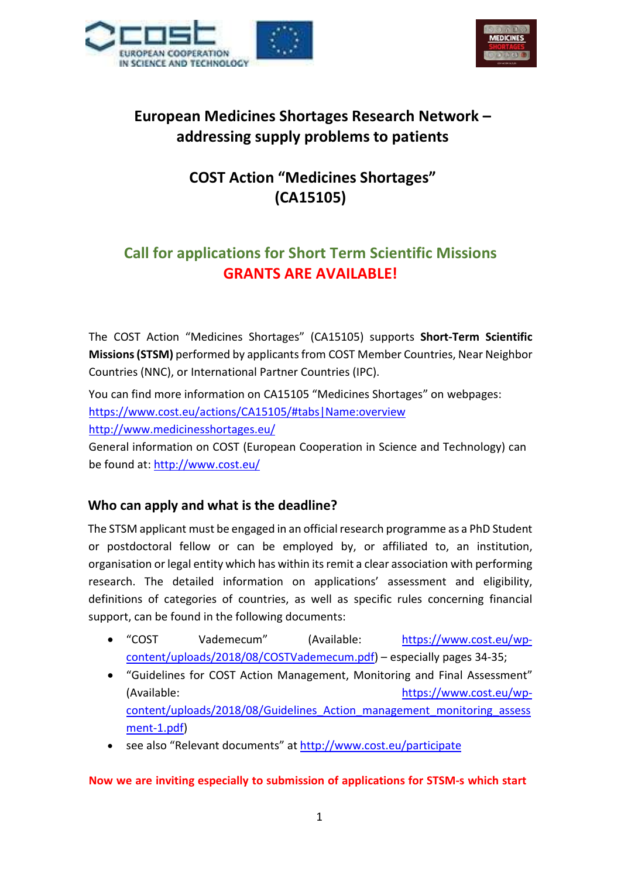# European Medicines Shortages Research Network – addressing supply problems to patients

## COST Action "Medicines Shortages" (CA15105)

## Call for applications for Short Term Scientific Missions
## GRANTS ARE AVAILABLE!

The COST Action "Medicines Shortages" (CA15105) supports **Short-Term Scientific Missions (STSM)** performed by applicants from COST Member Countries, Near Neighbor Countries (NNC), or International Partner Countries (IPC).

You can find more information on CA15105 "Medicines Shortages" on webpages:
https://www.cost.eu/actions/CA15105/#tabs|Name:overview
http://www.medicinesshortages.eu/
General information on COST (European Cooperation in Science and Technology) can be found at: http://www.cost.eu/

### Who can apply and what is the deadline?

The STSM applicant must be engaged in an official research programme as a PhD Student or postdoctoral fellow or can be employed by, or affiliated to, an institution, organisation or legal entity which has within its remit a clear association with performing research. The detailed information on applications' assessment and eligibility, definitions of categories of countries, as well as specific rules concerning financial support, can be found in the following documents:

- "COST Vademecum" (Available: https://www.cost.eu/wp-content/uploads/2018/08/COSTVademecum.pdf) – especially pages 34-35;
- "Guidelines for COST Action Management, Monitoring and Final Assessment" (Available: https://www.cost.eu/wp-content/uploads/2018/08/Guidelines_Action_management_monitoring_assessment-1.pdf)
- see also "Relevant documents" at http://www.cost.eu/participate

**Now we are inviting especially to submission of applications for STSM-s which start**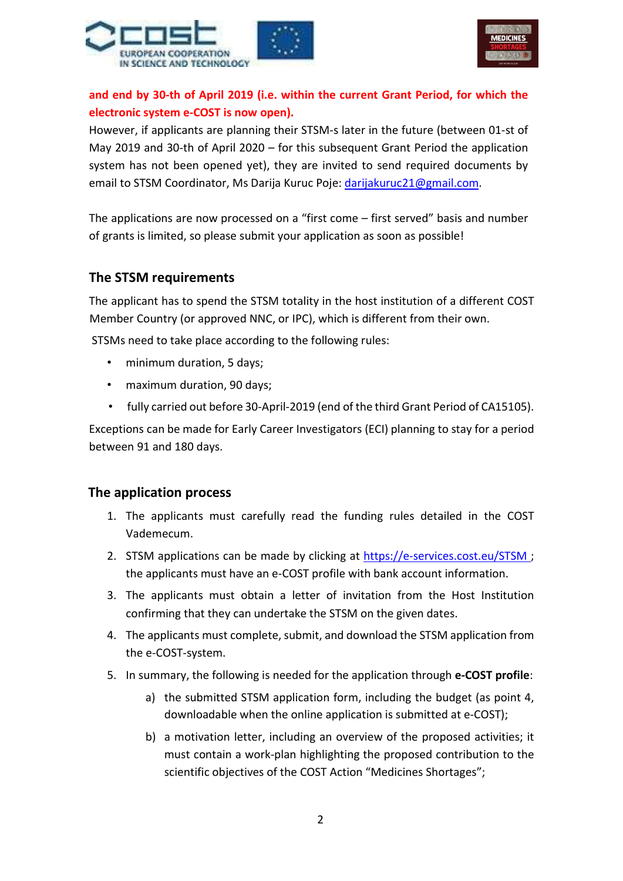**and end by 30-th of April 2019 (i.e. within the current Grant Period, for which the electronic system e-COST is now open).**

However, if applicants are planning their STSM-s later in the future (between 01-st of May 2019 and 30-th of April 2020 – for this subsequent Grant Period the application system has not been opened yet), they are invited to send required documents by email to STSM Coordinator, Ms Darija Kuruc Poje: darijakuruc21@gmail.com.

The applications are now processed on a “first come – first served” basis and number of grants is limited, so please submit your application as soon as possible!

## The STSM requirements

The applicant has to spend the STSM totality in the host institution of a different COST Member Country (or approved NNC, or IPC), which is different from their own.

STSMs need to take place according to the following rules:

- minimum duration, 5 days;
- maximum duration, 90 days;
- fully carried out before 30-April-2019 (end of the third Grant Period of CA15105).

Exceptions can be made for Early Career Investigators (ECI) planning to stay for a period between 91 and 180 days.

## The application process

1. The applicants must carefully read the funding rules detailed in the COST Vademecum.
2. STSM applications can be made by clicking at https://e-services.cost.eu/STSM ; the applicants must have an e-COST profile with bank account information.
3. The applicants must obtain a letter of invitation from the Host Institution confirming that they can undertake the STSM on the given dates.
4. The applicants must complete, submit, and download the STSM application from the e-COST-system.
5. In summary, the following is needed for the application through **e-COST profile**:
    a) the submitted STSM application form, including the budget (as point 4, downloadable when the online application is submitted at e-COST);
    b) a motivation letter, including an overview of the proposed activities; it must contain a work-plan highlighting the proposed contribution to the scientific objectives of the COST Action “Medicines Shortages”;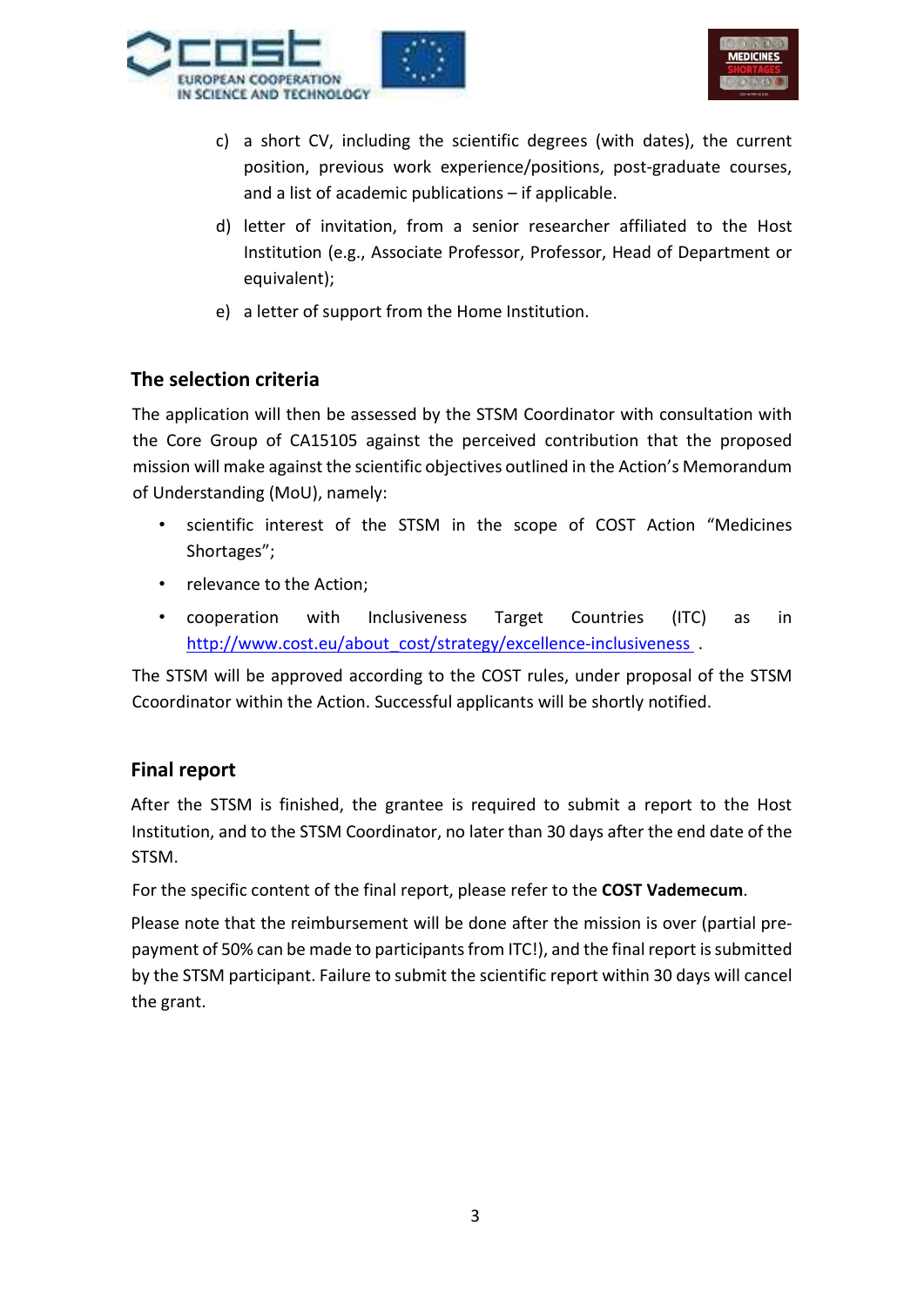c) a short CV, including the scientific degrees (with dates), the current position, previous work experience/positions, post-graduate courses, and a list of academic publications – if applicable.

d) letter of invitation, from a senior researcher affiliated to the Host Institution (e.g., Associate Professor, Professor, Head of Department or equivalent);

e) a letter of support from the Home Institution.

## The selection criteria

The application will then be assessed by the STSM Coordinator with consultation with the Core Group of CA15105 against the perceived contribution that the proposed mission will make against the scientific objectives outlined in the Action's Memorandum of Understanding (MoU), namely:

- scientific interest of the STSM in the scope of COST Action "Medicines Shortages";
- relevance to the Action;
- cooperation with Inclusiveness Target Countries (ITC) as in http://www.cost.eu/about_cost/strategy/excellence-inclusiveness .

The STSM will be approved according to the COST rules, under proposal of the STSM Ccoordinator within the Action. Successful applicants will be shortly notified.

## Final report

After the STSM is finished, the grantee is required to submit a report to the Host Institution, and to the STSM Coordinator, no later than 30 days after the end date of the STSM.

For the specific content of the final report, please refer to the **COST Vademecum**.

Please note that the reimbursement will be done after the mission is over (partial pre-payment of 50% can be made to participants from ITC!), and the final report is submitted by the STSM participant. Failure to submit the scientific report within 30 days will cancel the grant.